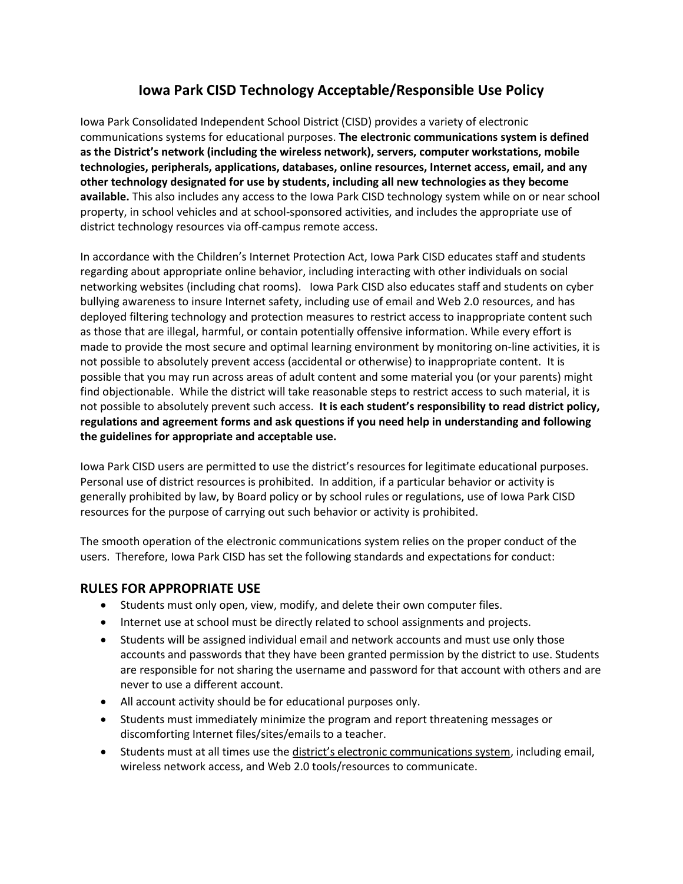# Iowa Park CISD Technology Acceptable/Responsible Use Policy

Iowa Park Consolidated Independent School District (CISD) provides a variety of electronic communications systems for educational purposes. **The electronic communications system is defined as the District's network (including the wireless network), servers, computer workstations, mobile technologies, peripherals, applications, databases, online resources, Internet access, email, and any other technology designated for use by students, including all new technologies as they become available.** This also includes any access to the Iowa Park CISD technology system while on or near school property, in school vehicles and at school-sponsored activities, and includes the appropriate use of district technology resources via off-campus remote access.

In accordance with the Children's Internet Protection Act, Iowa Park CISD educates staff and students regarding about appropriate online behavior, including interacting with other individuals on social networking websites (including chat rooms). Iowa Park CISD also educates staff and students on cyber bullying awareness to insure Internet safety, including use of email and Web 2.0 resources, and has deployed filtering technology and protection measures to restrict access to inappropriate content such as those that are illegal, harmful, or contain potentially offensive information. While every effort is made to provide the most secure and optimal learning environment by monitoring on-line activities, it is not possible to absolutely prevent access (accidental or otherwise) to inappropriate content. It is possible that you may run across areas of adult content and some material you (or your parents) might find objectionable. While the district will take reasonable steps to restrict access to such material, it is not possible to absolutely prevent such access. **It is each student's responsibility to read district policy, regulations and agreement forms and ask questions if you need help in understanding and following the guidelines for appropriate and acceptable use.**

Iowa Park CISD users are permitted to use the district's resources for legitimate educational purposes. Personal use of district resources is prohibited. In addition, if a particular behavior or activity is generally prohibited by law, by Board policy or by school rules or regulations, use of Iowa Park CISD resources for the purpose of carrying out such behavior or activity is prohibited.

The smooth operation of the electronic communications system relies on the proper conduct of the users. Therefore, Iowa Park CISD has set the following standards and expectations for conduct:

## RULES FOR APPROPRIATE USE

- Students must only open, view, modify, and delete their own computer files.
- Internet use at school must be directly related to school assignments and projects.
- Students will be assigned individual email and network accounts and must use only those accounts and passwords that they have been granted permission by the district to use. Students are responsible for not sharing the username and password for that account with others and are never to use a different account.
- All account activity should be for educational purposes only.
- Students must immediately minimize the program and report threatening messages or discomforting Internet files/sites/emails to a teacher.
- Students must at all times use the <u>district's electronic communications system</u>, including email, wireless network access, and Web 2.0 tools/resources to communicate.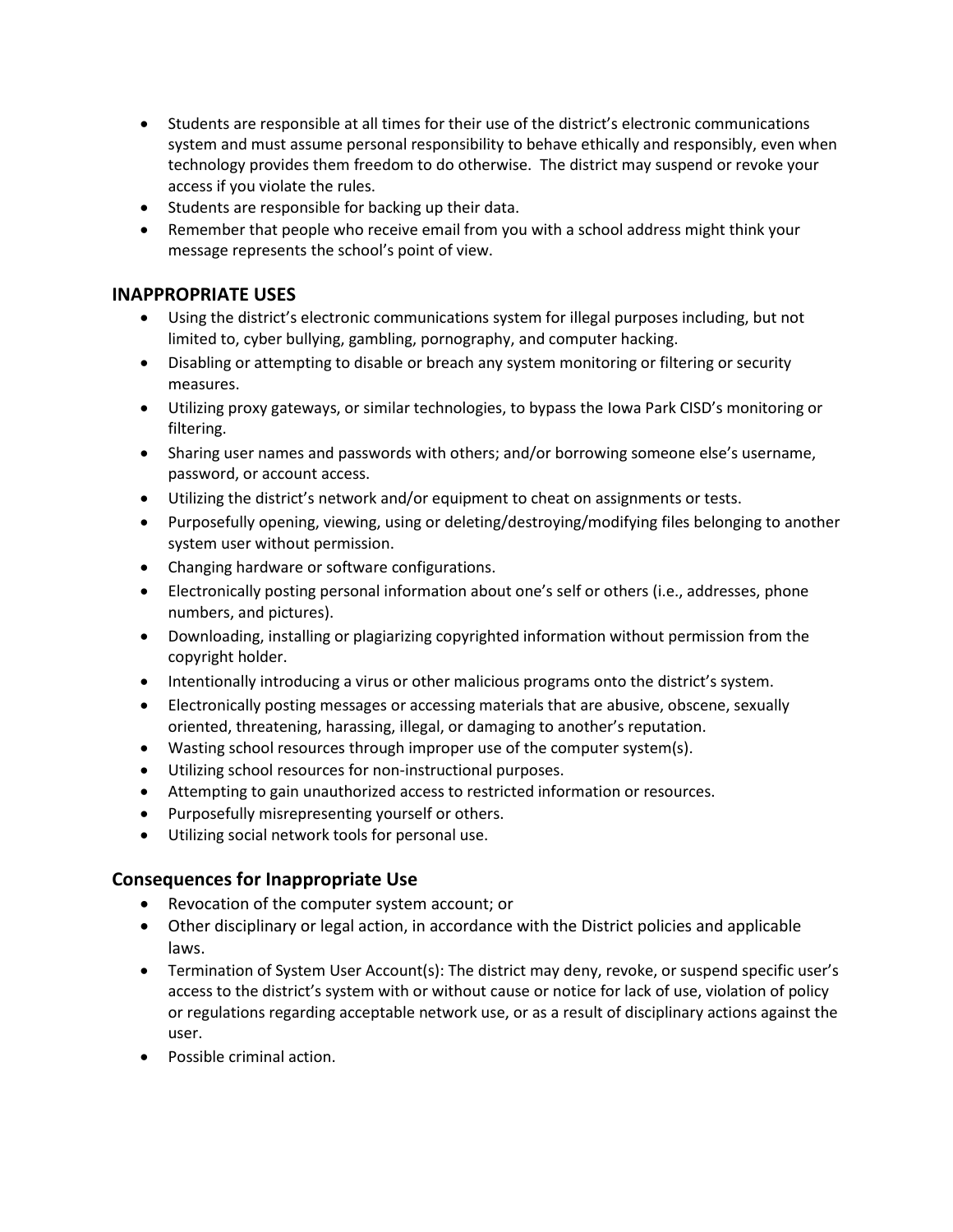- Students are responsible at all times for their use of the district's electronic communications system and must assume personal responsibility to behave ethically and responsibly, even when technology provides them freedom to do otherwise. The district may suspend or revoke your access if you violate the rules.
- Students are responsible for backing up their data.
- Remember that people who receive email from you with a school address might think your message represents the school's point of view.

## INAPPROPRIATE USES

- Using the district's electronic communications system for illegal purposes including, but not limited to, cyber bullying, gambling, pornography, and computer hacking.
- Disabling or attempting to disable or breach any system monitoring or filtering or security measures.
- Utilizing proxy gateways, or similar technologies, to bypass the Iowa Park CISD's monitoring or filtering.
- Sharing user names and passwords with others; and/or borrowing someone else's username, password, or account access.
- Utilizing the district's network and/or equipment to cheat on assignments or tests.
- Purposefully opening, viewing, using or deleting/destroying/modifying files belonging to another system user without permission.
- Changing hardware or software configurations.
- Electronically posting personal information about one's self or others (i.e., addresses, phone numbers, and pictures).
- Downloading, installing or plagiarizing copyrighted information without permission from the copyright holder.
- Intentionally introducing a virus or other malicious programs onto the district's system.
- Electronically posting messages or accessing materials that are abusive, obscene, sexually oriented, threatening, harassing, illegal, or damaging to another's reputation.
- Wasting school resources through improper use of the computer system(s).
- Utilizing school resources for non-instructional purposes.
- Attempting to gain unauthorized access to restricted information or resources.
- Purposefully misrepresenting yourself or others.
- Utilizing social network tools for personal use.

## Consequences for Inappropriate Use

- Revocation of the computer system account; or
- Other disciplinary or legal action, in accordance with the District policies and applicable laws.
- Termination of System User Account(s): The district may deny, revoke, or suspend specific user's access to the district's system with or without cause or notice for lack of use, violation of policy or regulations regarding acceptable network use, or as a result of disciplinary actions against the user.
- Possible criminal action.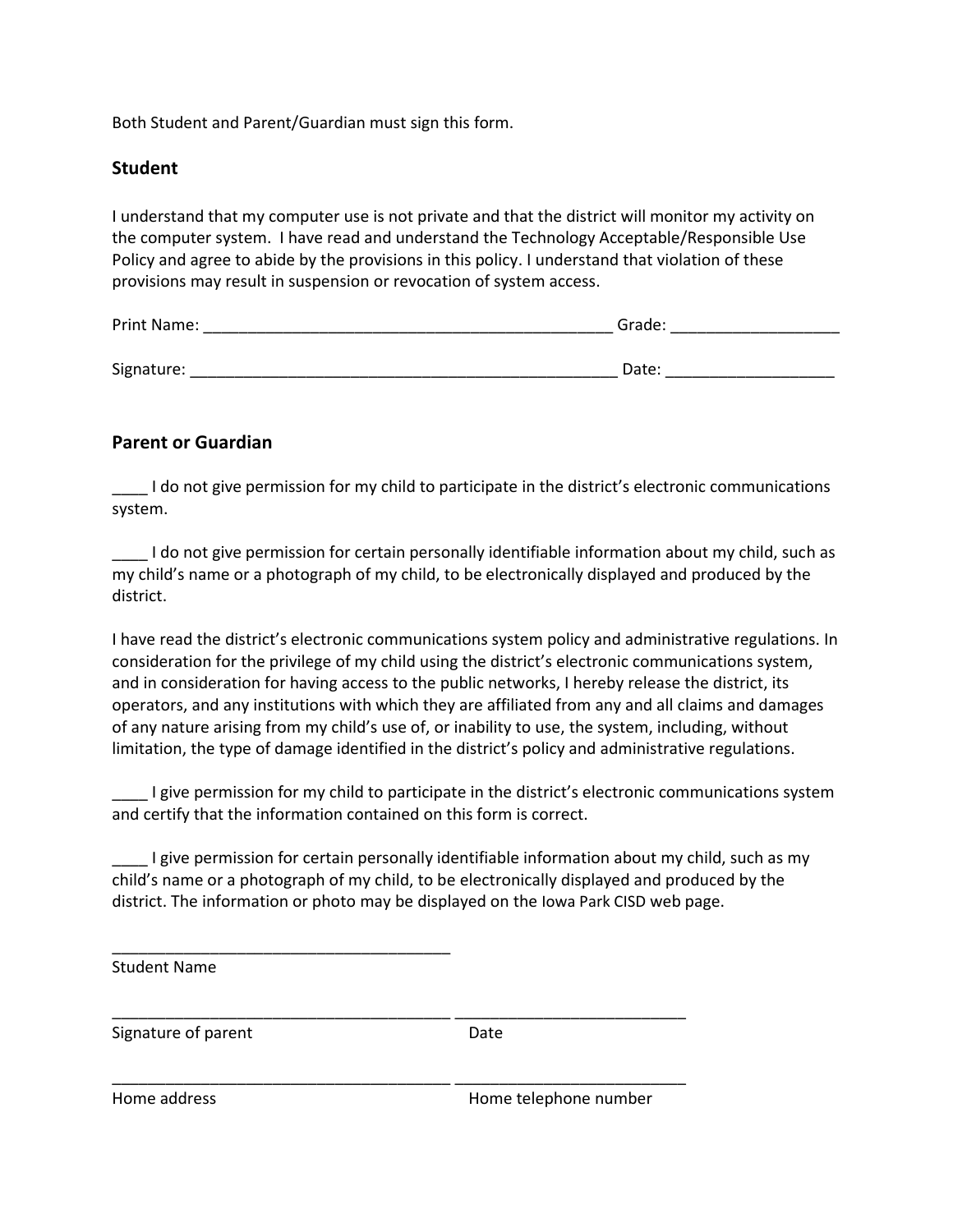Both Student and Parent/Guardian must sign this form.

## Student

I understand that my computer use is not private and that the district will monitor my activity on the computer system. I have read and understand the Technology Acceptable/Responsible Use Policy and agree to abide by the provisions in this policy. I understand that violation of these provisions may result in suspension or revocation of system access.

Print Name: _______________________________________________ Grade: ___________________

Signature: _________________________________________________ Date: ___________________

## Parent or Guardian

____ I do not give permission for my child to participate in the district's electronic communications system.

____ I do not give permission for certain personally identifiable information about my child, such as my child's name or a photograph of my child, to be electronically displayed and produced by the district.

I have read the district's electronic communications system policy and administrative regulations. In consideration for the privilege of my child using the district's electronic communications system, and in consideration for having access to the public networks, I hereby release the district, its operators, and any institutions with which they are affiliated from any and all claims and damages of any nature arising from my child's use of, or inability to use, the system, including, without limitation, the type of damage identified in the district's policy and administrative regulations.

____ I give permission for my child to participate in the district's electronic communications system and certify that the information contained on this form is correct.

____ I give permission for certain personally identifiable information about my child, such as my child's name or a photograph of my child, to be electronically displayed and produced by the district. The information or photo may be displayed on the Iowa Park CISD web page.

_______________________________________
Student Name

_______________________________________ __________________________
Signature of parent Date

_______________________________________ __________________________
Home address Home telephone number